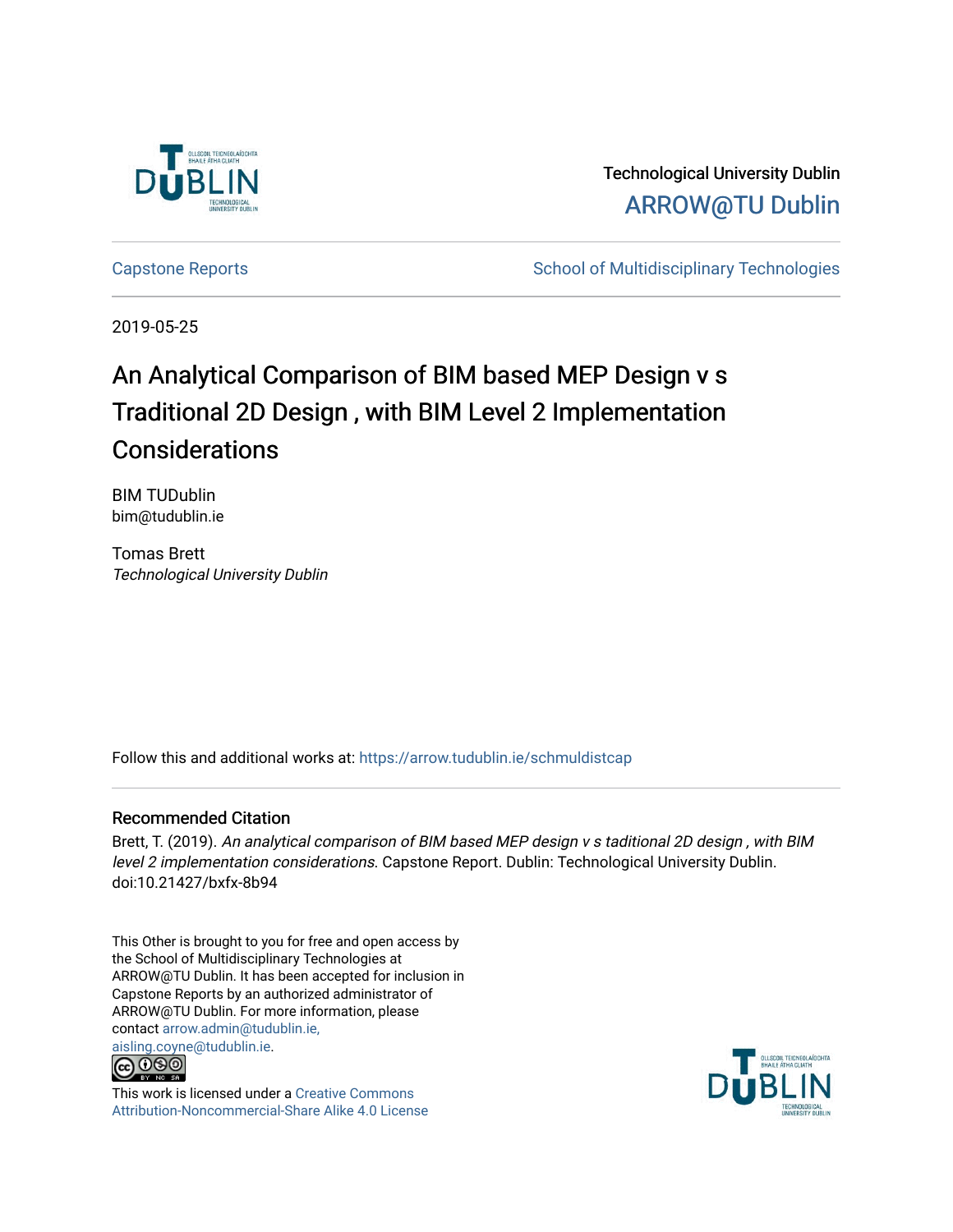Technological University Dublin

ARROW@TU Dublin

Capstone Reports

School of Multidisciplinary Technologies

2019-05-25

# An Analytical Comparison of BIM based MEP Design v s Traditional 2D Design , with BIM Level 2 Implementation Considerations

BIM TUDublin
bim@tudublin.ie

Tomas Brett
*Technological University Dublin*

Follow this and additional works at: https://arrow.tudublin.ie/schmuldistcap

## Recommended Citation

Brett, T. (2019). *An analytical comparison of BIM based MEP design v s taditional 2D design , with BIM level 2 implementation considerations.* Capstone Report. Dublin: Technological University Dublin. doi:10.21427/bxfx-8b94

This Other is brought to you for free and open access by the School of Multidisciplinary Technologies at ARROW@TU Dublin. It has been accepted for inclusion in Capstone Reports by an authorized administrator of ARROW@TU Dublin. For more information, please contact arrow.admin@tudublin.ie, aisling.coyne@tudublin.ie.

This work is licensed under a Creative Commons Attribution-Noncommercial-Share Alike 4.0 License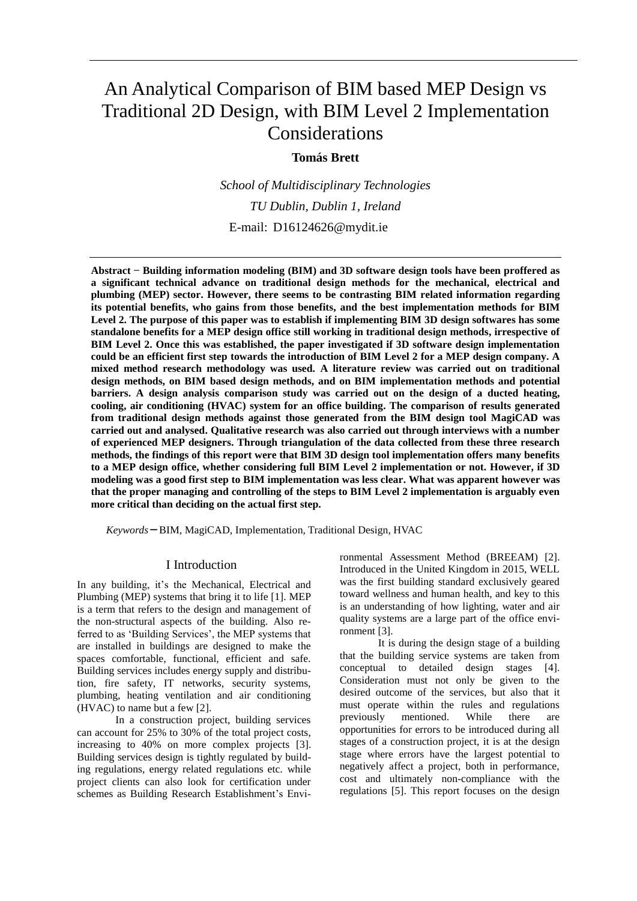# An Analytical Comparison of BIM based MEP Design vs Traditional 2D Design, with BIM Level 2 Implementation Considerations

**Tomás Brett**

*School of Multidisciplinary Technologies*

*TU Dublin, Dublin 1, Ireland*

E-mail: D16124626@mydit.ie

**Abstract − Building information modeling (BIM) and 3D software design tools have been proffered as a significant technical advance on traditional design methods for the mechanical, electrical and plumbing (MEP) sector. However, there seems to be contrasting BIM related information regarding its potential benefits, who gains from those benefits, and the best implementation methods for BIM Level 2. The purpose of this paper was to establish if implementing BIM 3D design softwares has some standalone benefits for a MEP design office still working in traditional design methods, irrespective of BIM Level 2. Once this was established, the paper investigated if 3D software design implementation could be an efficient first step towards the introduction of BIM Level 2 for a MEP design company. A mixed method research methodology was used. A literature review was carried out on traditional design methods, on BIM based design methods, and on BIM implementation methods and potential barriers. A design analysis comparison study was carried out on the design of a ducted heating, cooling, air conditioning (HVAC) system for an office building. The comparison of results generated from traditional design methods against those generated from the BIM design tool MagiCAD was carried out and analysed. Qualitative research was also carried out through interviews with a number of experienced MEP designers. Through triangulation of the data collected from these three research methods, the findings of this report were that BIM 3D design tool implementation offers many benefits to a MEP design office, whether considering full BIM Level 2 implementation or not. However, if 3D modeling was a good first step to BIM implementation was less clear. What was apparent however was that the proper managing and controlling of the steps to BIM Level 2 implementation is arguably even more critical than deciding on the actual first step.**

*Keywords*− BIM, MagiCAD, Implementation, Traditional Design, HVAC

## I Introduction

In any building, it's the Mechanical, Electrical and Plumbing (MEP) systems that bring it to life [1]. MEP is a term that refers to the design and management of the non-structural aspects of the building. Also referred to as 'Building Services', the MEP systems that are installed in buildings are designed to make the spaces comfortable, functional, efficient and safe. Building services includes energy supply and distribution, fire safety, IT networks, security systems, plumbing, heating ventilation and air conditioning (HVAC) to name but a few [2].

In a construction project, building services can account for 25% to 30% of the total project costs, increasing to 40% on more complex projects [3]. Building services design is tightly regulated by building regulations, energy related regulations etc. while project clients can also look for certification under schemes as Building Research Establishment's Environmental Assessment Method (BREEAM) [2]. Introduced in the United Kingdom in 2015, WELL was the first building standard exclusively geared toward wellness and human health, and key to this is an understanding of how lighting, water and air quality systems are a large part of the office environment [3].

It is during the design stage of a building that the building service systems are taken from conceptual to detailed design stages [4]. Consideration must not only be given to the desired outcome of the services, but also that it must operate within the rules and regulations previously mentioned. While there are opportunities for errors to be introduced during all stages of a construction project, it is at the design stage where errors have the largest potential to negatively affect a project, both in performance, cost and ultimately non-compliance with the regulations [5]. This report focuses on the design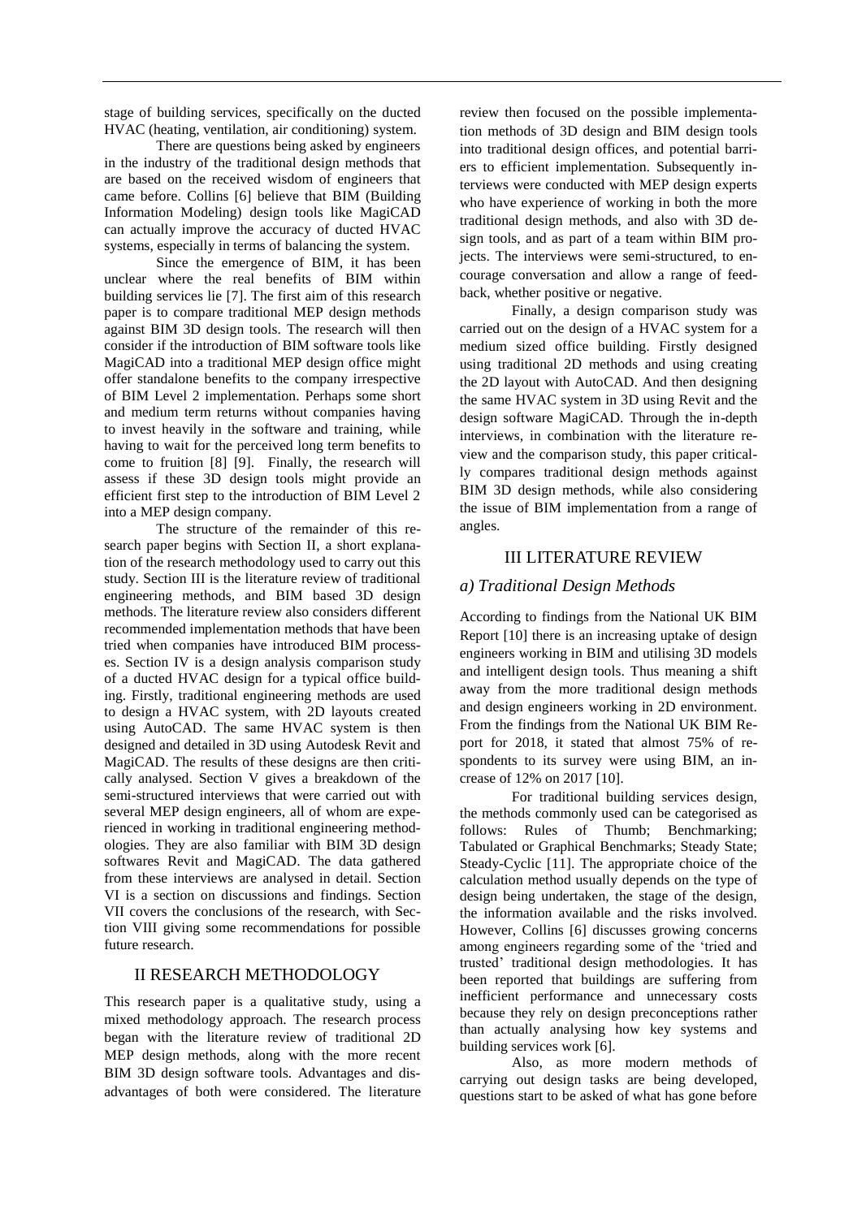stage of building services, specifically on the ducted HVAC (heating, ventilation, air conditioning) system.

There are questions being asked by engineers in the industry of the traditional design methods that are based on the received wisdom of engineers that came before. Collins [6] believe that BIM (Building Information Modeling) design tools like MagiCAD can actually improve the accuracy of ducted HVAC systems, especially in terms of balancing the system.

Since the emergence of BIM, it has been unclear where the real benefits of BIM within building services lie [7]. The first aim of this research paper is to compare traditional MEP design methods against BIM 3D design tools. The research will then consider if the introduction of BIM software tools like MagiCAD into a traditional MEP design office might offer standalone benefits to the company irrespective of BIM Level 2 implementation. Perhaps some short and medium term returns without companies having to invest heavily in the software and training, while having to wait for the perceived long term benefits to come to fruition [8] [9]. Finally, the research will assess if these 3D design tools might provide an efficient first step to the introduction of BIM Level 2 into a MEP design company.

The structure of the remainder of this research paper begins with Section II, a short explanation of the research methodology used to carry out this study. Section III is the literature review of traditional engineering methods, and BIM based 3D design methods. The literature review also considers different recommended implementation methods that have been tried when companies have introduced BIM processes. Section IV is a design analysis comparison study of a ducted HVAC design for a typical office building. Firstly, traditional engineering methods are used to design a HVAC system, with 2D layouts created using AutoCAD. The same HVAC system is then designed and detailed in 3D using Autodesk Revit and MagiCAD. The results of these designs are then critically analysed. Section V gives a breakdown of the semi-structured interviews that were carried out with several MEP design engineers, all of whom are experienced in working in traditional engineering methodologies. They are also familiar with BIM 3D design softwares Revit and MagiCAD. The data gathered from these interviews are analysed in detail. Section VI is a section on discussions and findings. Section VII covers the conclusions of the research, with Section VIII giving some recommendations for possible future research.

## II RESEARCH METHODOLOGY

This research paper is a qualitative study, using a mixed methodology approach. The research process began with the literature review of traditional 2D MEP design methods, along with the more recent BIM 3D design software tools. Advantages and disadvantages of both were considered. The literature review then focused on the possible implementation methods of 3D design and BIM design tools into traditional design offices, and potential barriers to efficient implementation. Subsequently interviews were conducted with MEP design experts who have experience of working in both the more traditional design methods, and also with 3D design tools, and as part of a team within BIM projects. The interviews were semi-structured, to encourage conversation and allow a range of feedback, whether positive or negative.

Finally, a design comparison study was carried out on the design of a HVAC system for a medium sized office building. Firstly designed using traditional 2D methods and using creating the 2D layout with AutoCAD. And then designing the same HVAC system in 3D using Revit and the design software MagiCAD. Through the in-depth interviews, in combination with the literature review and the comparison study, this paper critically compares traditional design methods against BIM 3D design methods, while also considering the issue of BIM implementation from a range of angles.

## III LITERATURE REVIEW

### *a) Traditional Design Methods*

According to findings from the National UK BIM Report [10] there is an increasing uptake of design engineers working in BIM and utilising 3D models and intelligent design tools. Thus meaning a shift away from the more traditional design methods and design engineers working in 2D environment. From the findings from the National UK BIM Report for 2018, it stated that almost 75% of respondents to its survey were using BIM, an increase of 12% on 2017 [10].

For traditional building services design, the methods commonly used can be categorised as follows: Rules of Thumb; Benchmarking; Tabulated or Graphical Benchmarks; Steady State; Steady-Cyclic [11]. The appropriate choice of the calculation method usually depends on the type of design being undertaken, the stage of the design, the information available and the risks involved. However, Collins [6] discusses growing concerns among engineers regarding some of the 'tried and trusted' traditional design methodologies. It has been reported that buildings are suffering from inefficient performance and unnecessary costs because they rely on design preconceptions rather than actually analysing how key systems and building services work [6].

Also, as more modern methods of carrying out design tasks are being developed, questions start to be asked of what has gone before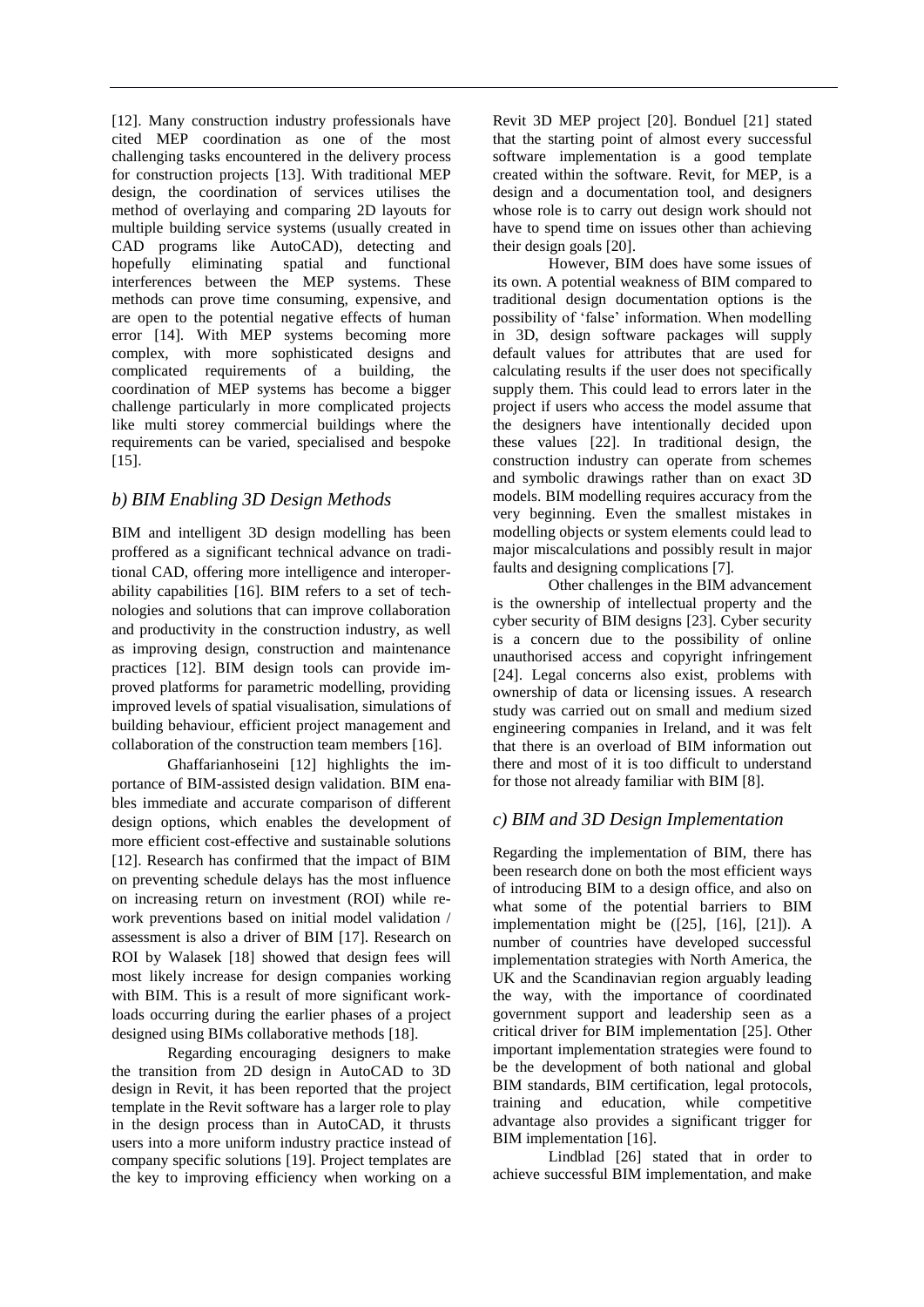[12]. Many construction industry professionals have cited MEP coordination as one of the most challenging tasks encountered in the delivery process for construction projects [13]. With traditional MEP design, the coordination of services utilises the method of overlaying and comparing 2D layouts for multiple building service systems (usually created in CAD programs like AutoCAD), detecting and hopefully eliminating spatial and functional interferences between the MEP systems. These methods can prove time consuming, expensive, and are open to the potential negative effects of human error [14]. With MEP systems becoming more complex, with more sophisticated designs and complicated requirements of a building, the coordination of MEP systems has become a bigger challenge particularly in more complicated projects like multi storey commercial buildings where the requirements can be varied, specialised and bespoke [15].

### *b) BIM Enabling 3D Design Methods*

BIM and intelligent 3D design modelling has been proffered as a significant technical advance on traditional CAD, offering more intelligence and interoperability capabilities [16]. BIM refers to a set of technologies and solutions that can improve collaboration and productivity in the construction industry, as well as improving design, construction and maintenance practices [12]. BIM design tools can provide improved platforms for parametric modelling, providing improved levels of spatial visualisation, simulations of building behaviour, efficient project management and collaboration of the construction team members [16].

Ghaffarianhoseini [12] highlights the importance of BIM-assisted design validation. BIM enables immediate and accurate comparison of different design options, which enables the development of more efficient cost-effective and sustainable solutions [12]. Research has confirmed that the impact of BIM on preventing schedule delays has the most influence on increasing return on investment (ROI) while rework preventions based on initial model validation / assessment is also a driver of BIM [17]. Research on ROI by Walasek [18] showed that design fees will most likely increase for design companies working with BIM. This is a result of more significant workloads occurring during the earlier phases of a project designed using BIMs collaborative methods [18].

Regarding encouraging designers to make the transition from 2D design in AutoCAD to 3D design in Revit, it has been reported that the project template in the Revit software has a larger role to play in the design process than in AutoCAD, it thrusts users into a more uniform industry practice instead of company specific solutions [19]. Project templates are the key to improving efficiency when working on a Revit 3D MEP project [20]. Bonduel [21] stated that the starting point of almost every successful software implementation is a good template created within the software. Revit, for MEP, is a design and a documentation tool, and designers whose role is to carry out design work should not have to spend time on issues other than achieving their design goals [20].

However, BIM does have some issues of its own. A potential weakness of BIM compared to traditional design documentation options is the possibility of 'false' information. When modelling in 3D, design software packages will supply default values for attributes that are used for calculating results if the user does not specifically supply them. This could lead to errors later in the project if users who access the model assume that the designers have intentionally decided upon these values [22]. In traditional design, the construction industry can operate from schemes and symbolic drawings rather than on exact 3D models. BIM modelling requires accuracy from the very beginning. Even the smallest mistakes in modelling objects or system elements could lead to major miscalculations and possibly result in major faults and designing complications [7].

Other challenges in the BIM advancement is the ownership of intellectual property and the cyber security of BIM designs [23]. Cyber security is a concern due to the possibility of online unauthorised access and copyright infringement [24]. Legal concerns also exist, problems with ownership of data or licensing issues. A research study was carried out on small and medium sized engineering companies in Ireland, and it was felt that there is an overload of BIM information out there and most of it is too difficult to understand for those not already familiar with BIM [8].

### *c) BIM and 3D Design Implementation*

Regarding the implementation of BIM, there has been research done on both the most efficient ways of introducing BIM to a design office, and also on what some of the potential barriers to BIM implementation might be ([25], [16], [21]). A number of countries have developed successful implementation strategies with North America, the UK and the Scandinavian region arguably leading the way, with the importance of coordinated government support and leadership seen as a critical driver for BIM implementation [25]. Other important implementation strategies were found to be the development of both national and global BIM standards, BIM certification, legal protocols, training and education, while competitive advantage also provides a significant trigger for BIM implementation [16].

Lindblad [26] stated that in order to achieve successful BIM implementation, and make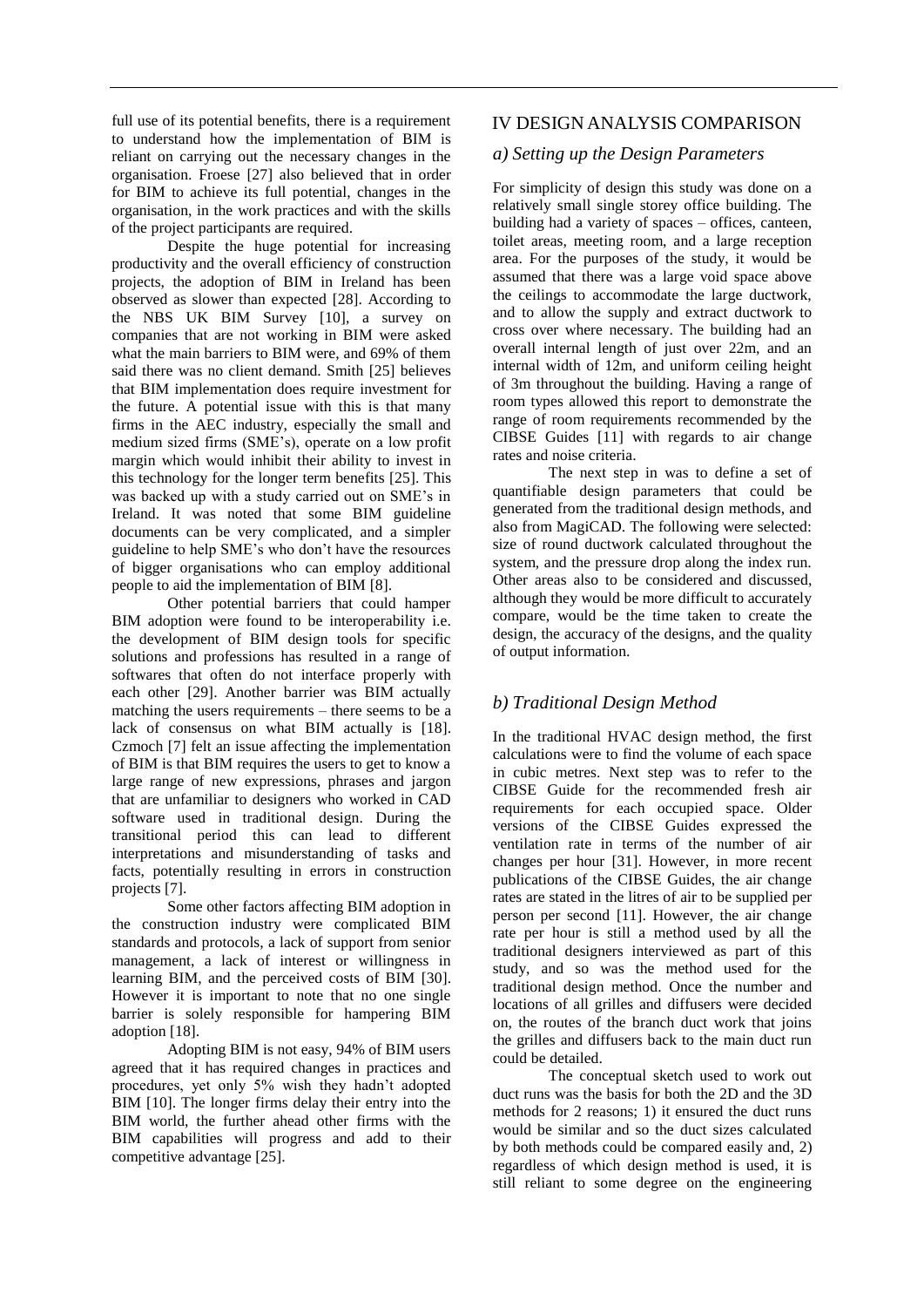full use of its potential benefits, there is a requirement to understand how the implementation of BIM is reliant on carrying out the necessary changes in the organisation. Froese [27] also believed that in order for BIM to achieve its full potential, changes in the organisation, in the work practices and with the skills of the project participants are required.

Despite the huge potential for increasing productivity and the overall efficiency of construction projects, the adoption of BIM in Ireland has been observed as slower than expected [28]. According to the NBS UK BIM Survey [10], a survey on companies that are not working in BIM were asked what the main barriers to BIM were, and 69% of them said there was no client demand. Smith [25] believes that BIM implementation does require investment for the future. A potential issue with this is that many firms in the AEC industry, especially the small and medium sized firms (SME's), operate on a low profit margin which would inhibit their ability to invest in this technology for the longer term benefits [25]. This was backed up with a study carried out on SME's in Ireland. It was noted that some BIM guideline documents can be very complicated, and a simpler guideline to help SME's who don't have the resources of bigger organisations who can employ additional people to aid the implementation of BIM [8].

Other potential barriers that could hamper BIM adoption were found to be interoperability i.e. the development of BIM design tools for specific solutions and professions has resulted in a range of softwares that often do not interface properly with each other [29]. Another barrier was BIM actually matching the users requirements – there seems to be a lack of consensus on what BIM actually is [18]. Czmoch [7] felt an issue affecting the implementation of BIM is that BIM requires the users to get to know a large range of new expressions, phrases and jargon that are unfamiliar to designers who worked in CAD software used in traditional design. During the transitional period this can lead to different interpretations and misunderstanding of tasks and facts, potentially resulting in errors in construction projects [7].

Some other factors affecting BIM adoption in the construction industry were complicated BIM standards and protocols, a lack of support from senior management, a lack of interest or willingness in learning BIM, and the perceived costs of BIM [30]. However it is important to note that no one single barrier is solely responsible for hampering BIM adoption [18].

Adopting BIM is not easy, 94% of BIM users agreed that it has required changes in practices and procedures, yet only 5% wish they hadn't adopted BIM [10]. The longer firms delay their entry into the BIM world, the further ahead other firms with the BIM capabilities will progress and add to their competitive advantage [25].

## IV DESIGN ANALYSIS COMPARISON

### *a) Setting up the Design Parameters*

For simplicity of design this study was done on a relatively small single storey office building. The building had a variety of spaces – offices, canteen, toilet areas, meeting room, and a large reception area. For the purposes of the study, it would be assumed that there was a large void space above the ceilings to accommodate the large ductwork, and to allow the supply and extract ductwork to cross over where necessary. The building had an overall internal length of just over 22m, and an internal width of 12m, and uniform ceiling height of 3m throughout the building. Having a range of room types allowed this report to demonstrate the range of room requirements recommended by the CIBSE Guides [11] with regards to air change rates and noise criteria.

The next step in was to define a set of quantifiable design parameters that could be generated from the traditional design methods, and also from MagiCAD. The following were selected: size of round ductwork calculated throughout the system, and the pressure drop along the index run. Other areas also to be considered and discussed, although they would be more difficult to accurately compare, would be the time taken to create the design, the accuracy of the designs, and the quality of output information.

### *b) Traditional Design Method*

In the traditional HVAC design method, the first calculations were to find the volume of each space in cubic metres. Next step was to refer to the CIBSE Guide for the recommended fresh air requirements for each occupied space. Older versions of the CIBSE Guides expressed the ventilation rate in terms of the number of air changes per hour [31]. However, in more recent publications of the CIBSE Guides, the air change rates are stated in the litres of air to be supplied per person per second [11]. However, the air change rate per hour is still a method used by all the traditional designers interviewed as part of this study, and so was the method used for the traditional design method. Once the number and locations of all grilles and diffusers were decided on, the routes of the branch duct work that joins the grilles and diffusers back to the main duct run could be detailed.

The conceptual sketch used to work out duct runs was the basis for both the 2D and the 3D methods for 2 reasons; 1) it ensured the duct runs would be similar and so the duct sizes calculated by both methods could be compared easily and, 2) regardless of which design method is used, it is still reliant to some degree on the engineering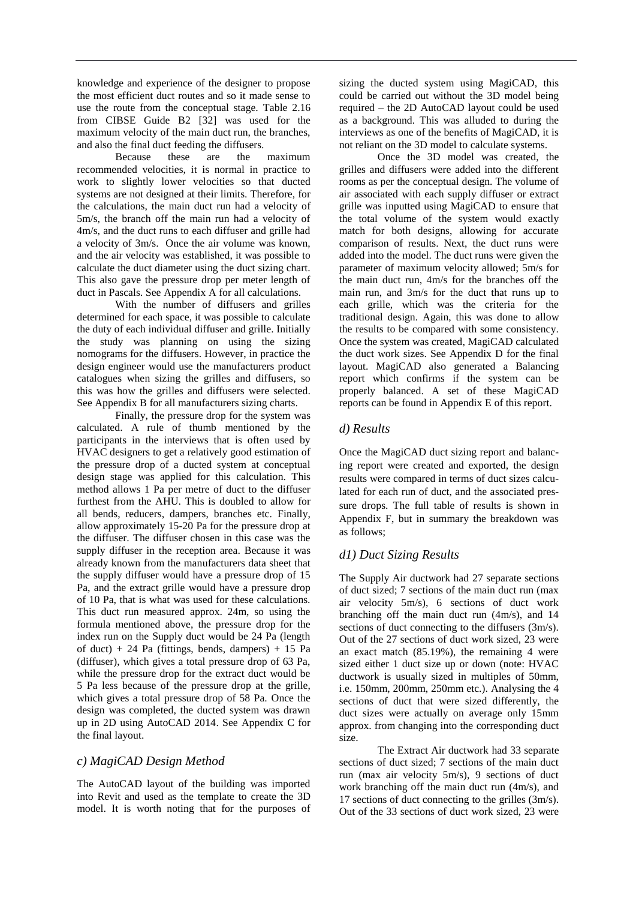knowledge and experience of the designer to propose the most efficient duct routes and so it made sense to use the route from the conceptual stage. Table 2.16 from CIBSE Guide B2 [32] was used for the maximum velocity of the main duct run, the branches, and also the final duct feeding the diffusers.

Because these are the maximum recommended velocities, it is normal in practice to work to slightly lower velocities so that ducted systems are not designed at their limits. Therefore, for the calculations, the main duct run had a velocity of 5m/s, the branch off the main run had a velocity of 4m/s, and the duct runs to each diffuser and grille had a velocity of 3m/s. Once the air volume was known, and the air velocity was established, it was possible to calculate the duct diameter using the duct sizing chart. This also gave the pressure drop per meter length of duct in Pascals. See Appendix A for all calculations.

With the number of diffusers and grilles determined for each space, it was possible to calculate the duty of each individual diffuser and grille. Initially the study was planning on using the sizing nomograms for the diffusers. However, in practice the design engineer would use the manufacturers product catalogues when sizing the grilles and diffusers, so this was how the grilles and diffusers were selected. See Appendix B for all manufacturers sizing charts.

Finally, the pressure drop for the system was calculated. A rule of thumb mentioned by the participants in the interviews that is often used by HVAC designers to get a relatively good estimation of the pressure drop of a ducted system at conceptual design stage was applied for this calculation. This method allows 1 Pa per metre of duct to the diffuser furthest from the AHU. This is doubled to allow for all bends, reducers, dampers, branches etc. Finally, allow approximately 15-20 Pa for the pressure drop at the diffuser. The diffuser chosen in this case was the supply diffuser in the reception area. Because it was already known from the manufacturers data sheet that the supply diffuser would have a pressure drop of 15 Pa, and the extract grille would have a pressure drop of 10 Pa, that is what was used for these calculations. This duct run measured approx. 24m, so using the formula mentioned above, the pressure drop for the index run on the Supply duct would be 24 Pa (length of duct) + 24 Pa (fittings, bends, dampers) + 15 Pa (diffuser), which gives a total pressure drop of 63 Pa, while the pressure drop for the extract duct would be 5 Pa less because of the pressure drop at the grille, which gives a total pressure drop of 58 Pa. Once the design was completed, the ducted system was drawn up in 2D using AutoCAD 2014. See Appendix C for the final layout.

## *c) MagiCAD Design Method*

The AutoCAD layout of the building was imported into Revit and used as the template to create the 3D model. It is worth noting that for the purposes of sizing the ducted system using MagiCAD, this could be carried out without the 3D model being required – the 2D AutoCAD layout could be used as a background. This was alluded to during the interviews as one of the benefits of MagiCAD, it is not reliant on the 3D model to calculate systems.

Once the 3D model was created, the grilles and diffusers were added into the different rooms as per the conceptual design. The volume of air associated with each supply diffuser or extract grille was inputted using MagiCAD to ensure that the total volume of the system would exactly match for both designs, allowing for accurate comparison of results. Next, the duct runs were added into the model. The duct runs were given the parameter of maximum velocity allowed; 5m/s for the main duct run, 4m/s for the branches off the main run, and 3m/s for the duct that runs up to each grille, which was the criteria for the traditional design. Again, this was done to allow the results to be compared with some consistency. Once the system was created, MagiCAD calculated the duct work sizes. See Appendix D for the final layout. MagiCAD also generated a Balancing report which confirms if the system can be properly balanced. A set of these MagiCAD reports can be found in Appendix E of this report.

## *d) Results*

Once the MagiCAD duct sizing report and balancing report were created and exported, the design results were compared in terms of duct sizes calculated for each run of duct, and the associated pressure drops. The full table of results is shown in Appendix F, but in summary the breakdown was as follows;

## *d1) Duct Sizing Results*

The Supply Air ductwork had 27 separate sections of duct sized; 7 sections of the main duct run (max air velocity 5m/s), 6 sections of duct work branching off the main duct run (4m/s), and 14 sections of duct connecting to the diffusers (3m/s). Out of the 27 sections of duct work sized, 23 were an exact match (85.19%), the remaining 4 were sized either 1 duct size up or down (note: HVAC ductwork is usually sized in multiples of 50mm, i.e. 150mm, 200mm, 250mm etc.). Analysing the 4 sections of duct that were sized differently, the duct sizes were actually on average only 15mm approx. from changing into the corresponding duct size.

The Extract Air ductwork had 33 separate sections of duct sized; 7 sections of the main duct run (max air velocity 5m/s), 9 sections of duct work branching off the main duct run (4m/s), and 17 sections of duct connecting to the grilles (3m/s). Out of the 33 sections of duct work sized, 23 were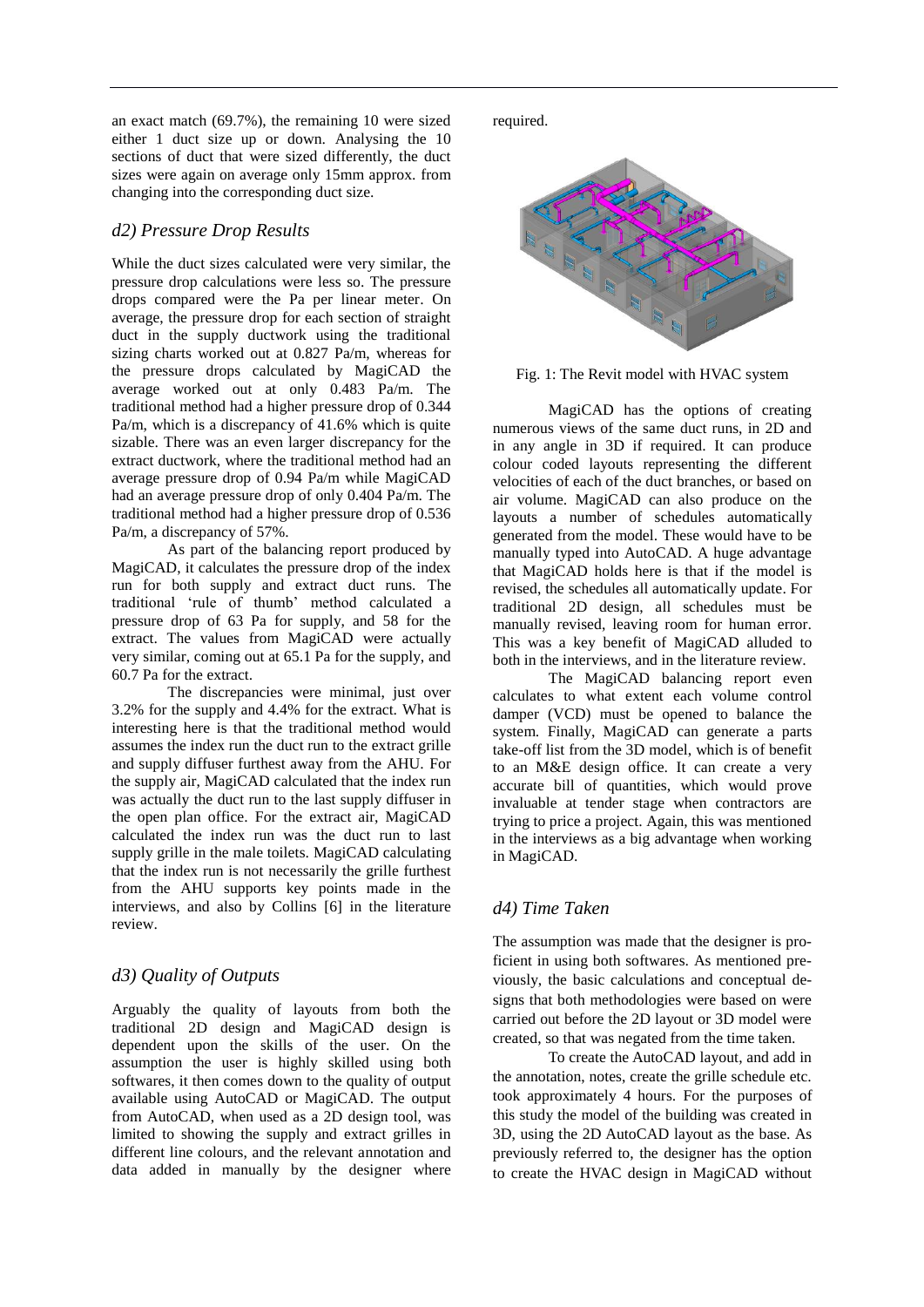an exact match (69.7%), the remaining 10 were sized either 1 duct size up or down. Analysing the 10 sections of duct that were sized differently, the duct sizes were again on average only 15mm approx. from changing into the corresponding duct size.

### *d2) Pressure Drop Results*

While the duct sizes calculated were very similar, the pressure drop calculations were less so. The pressure drops compared were the Pa per linear meter. On average, the pressure drop for each section of straight duct in the supply ductwork using the traditional sizing charts worked out at 0.827 Pa/m, whereas for the pressure drops calculated by MagiCAD the average worked out at only 0.483 Pa/m. The traditional method had a higher pressure drop of 0.344 Pa/m, which is a discrepancy of 41.6% which is quite sizable. There was an even larger discrepancy for the extract ductwork, where the traditional method had an average pressure drop of 0.94 Pa/m while MagiCAD had an average pressure drop of only 0.404 Pa/m. The traditional method had a higher pressure drop of 0.536 Pa/m, a discrepancy of 57%.

As part of the balancing report produced by MagiCAD, it calculates the pressure drop of the index run for both supply and extract duct runs. The traditional 'rule of thumb' method calculated a pressure drop of 63 Pa for supply, and 58 for the extract. The values from MagiCAD were actually very similar, coming out at 65.1 Pa for the supply, and 60.7 Pa for the extract.

The discrepancies were minimal, just over 3.2% for the supply and 4.4% for the extract. What is interesting here is that the traditional method would assumes the index run the duct run to the extract grille and supply diffuser furthest away from the AHU. For the supply air, MagiCAD calculated that the index run was actually the duct run to the last supply diffuser in the open plan office. For the extract air, MagiCAD calculated the index run was the duct run to last supply grille in the male toilets. MagiCAD calculating that the index run is not necessarily the grille furthest from the AHU supports key points made in the interviews, and also by Collins [6] in the literature review.

### *d3) Quality of Outputs*

Arguably the quality of layouts from both the traditional 2D design and MagiCAD design is dependent upon the skills of the user. On the assumption the user is highly skilled using both softwares, it then comes down to the quality of output available using AutoCAD or MagiCAD. The output from AutoCAD, when used as a 2D design tool, was limited to showing the supply and extract grilles in different line colours, and the relevant annotation and data added in manually by the designer where required.

Fig. 1: The Revit model with HVAC system

MagiCAD has the options of creating numerous views of the same duct runs, in 2D and in any angle in 3D if required. It can produce colour coded layouts representing the different velocities of each of the duct branches, or based on air volume. MagiCAD can also produce on the layouts a number of schedules automatically generated from the model. These would have to be manually typed into AutoCAD. A huge advantage that MagiCAD holds here is that if the model is revised, the schedules all automatically update. For traditional 2D design, all schedules must be manually revised, leaving room for human error. This was a key benefit of MagiCAD alluded to both in the interviews, and in the literature review.

The MagiCAD balancing report even calculates to what extent each volume control damper (VCD) must be opened to balance the system. Finally, MagiCAD can generate a parts take-off list from the 3D model, which is of benefit to an M&E design office. It can create a very accurate bill of quantities, which would prove invaluable at tender stage when contractors are trying to price a project. Again, this was mentioned in the interviews as a big advantage when working in MagiCAD.

### *d4) Time Taken*

The assumption was made that the designer is proficient in using both softwares. As mentioned previously, the basic calculations and conceptual designs that both methodologies were based on were carried out before the 2D layout or 3D model were created, so that was negated from the time taken.

To create the AutoCAD layout, and add in the annotation, notes, create the grille schedule etc. took approximately 4 hours. For the purposes of this study the model of the building was created in 3D, using the 2D AutoCAD layout as the base. As previously referred to, the designer has the option to create the HVAC design in MagiCAD without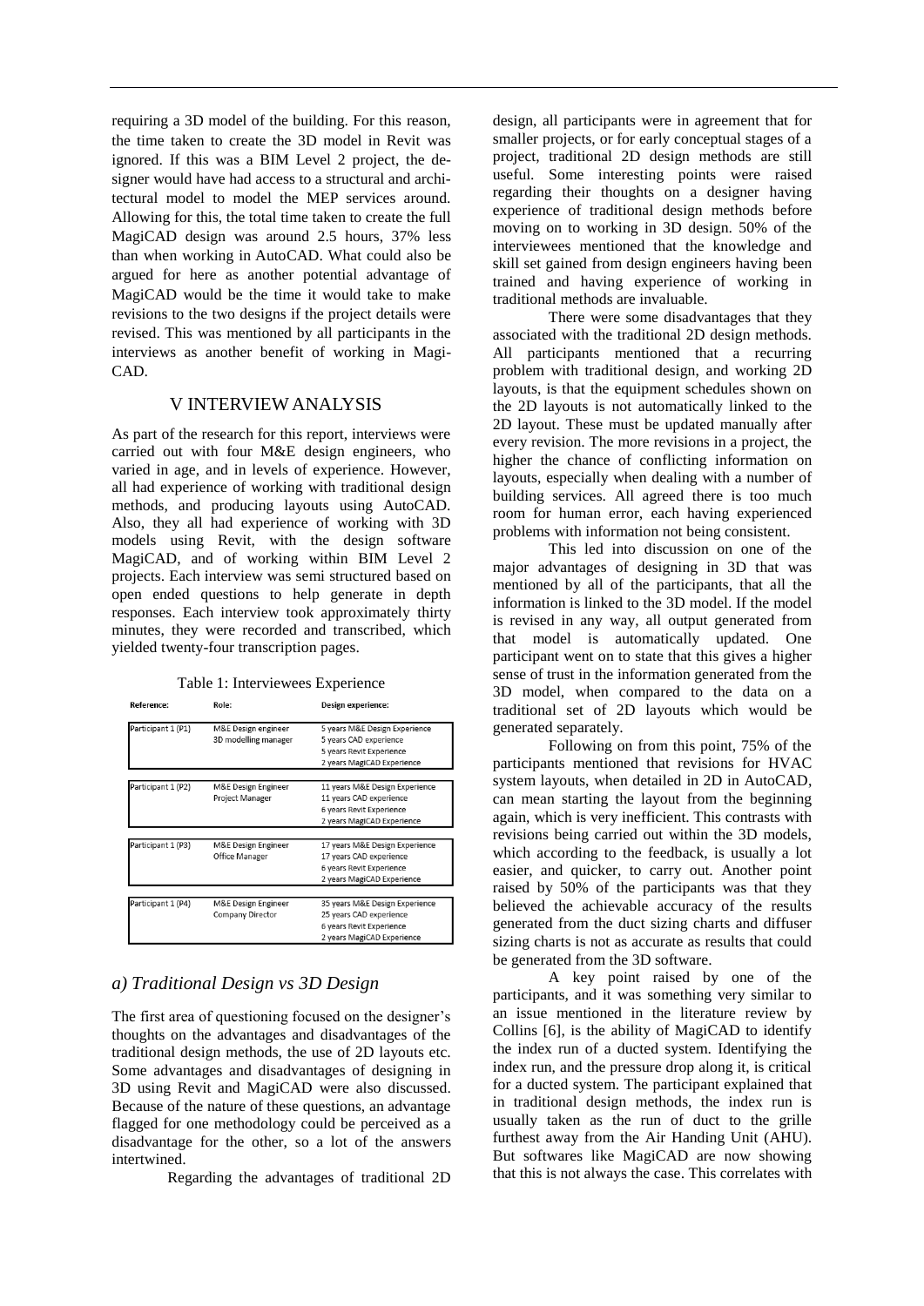requiring a 3D model of the building. For this reason, the time taken to create the 3D model in Revit was ignored. If this was a BIM Level 2 project, the designer would have had access to a structural and architectural model to model the MEP services around. Allowing for this, the total time taken to create the full MagiCAD design was around 2.5 hours, 37% less than when working in AutoCAD. What could also be argued for here as another potential advantage of MagiCAD would be the time it would take to make revisions to the two designs if the project details were revised. This was mentioned by all participants in the interviews as another benefit of working in MagiCAD.

## V INTERVIEW ANALYSIS

As part of the research for this report, interviews were carried out with four M&E design engineers, who varied in age, and in levels of experience. However, all had experience of working with traditional design methods, and producing layouts using AutoCAD. Also, they all had experience of working with 3D models using Revit, with the design software MagiCAD, and of working within BIM Level 2 projects. Each interview was semi structured based on open ended questions to help generate in depth responses. Each interview took approximately thirty minutes, they were recorded and transcribed, which yielded twenty-four transcription pages.

Table 1: Interviewees Experience

| Reference: | Role: | Design experience: |
| --- | --- | --- |
| Participant 1 (P1) | M&E Design engineer<br>3D modelling manager | 5 years M&E Design Experience<br>5 years CAD experience<br>5 years Revit Experience<br>2 years MagiCAD Experience |
| Participant 1 (P2) | M&E Design Engineer<br>Project Manager | 11 years M&E Design Experience<br>11 years CAD experience<br>6 years Revit Experience<br>2 years MagiCAD Experience |
| Participant 1 (P3) | M&E Design Engineer<br>Office Manager | 17 years M&E Design Experience<br>17 years CAD experience<br>6 years Revit Experience<br>2 years MagiCAD Experience |
| Participant 1 (P4) | M&E Design Engineer<br>Company Director | 35 years M&E Design Experience<br>25 years CAD experience<br>6 years Revit Experience<br>2 years MagiCAD Experience |

### *a) Traditional Design vs 3D Design*

The first area of questioning focused on the designer's thoughts on the advantages and disadvantages of the traditional design methods, the use of 2D layouts etc. Some advantages and disadvantages of designing in 3D using Revit and MagiCAD were also discussed. Because of the nature of these questions, an advantage flagged for one methodology could be perceived as a disadvantage for the other, so a lot of the answers intertwined.

Regarding the advantages of traditional 2D design, all participants were in agreement that for smaller projects, or for early conceptual stages of a project, traditional 2D design methods are still useful. Some interesting points were raised regarding their thoughts on a designer having experience of traditional design methods before moving on to working in 3D design. 50% of the interviewees mentioned that the knowledge and skill set gained from design engineers having been trained and having experience of working in traditional methods are invaluable.

There were some disadvantages that they associated with the traditional 2D design methods. All participants mentioned that a recurring problem with traditional design, and working 2D layouts, is that the equipment schedules shown on the 2D layouts is not automatically linked to the 2D layout. These must be updated manually after every revision. The more revisions in a project, the higher the chance of conflicting information on layouts, especially when dealing with a number of building services. All agreed there is too much room for human error, each having experienced problems with information not being consistent.

This led into discussion on one of the major advantages of designing in 3D that was mentioned by all of the participants, that all the information is linked to the 3D model. If the model is revised in any way, all output generated from that model is automatically updated. One participant went on to state that this gives a higher sense of trust in the information generated from the 3D model, when compared to the data on a traditional set of 2D layouts which would be generated separately.

Following on from this point, 75% of the participants mentioned that revisions for HVAC system layouts, when detailed in 2D in AutoCAD, can mean starting the layout from the beginning again, which is very inefficient. This contrasts with revisions being carried out within the 3D models, which according to the feedback, is usually a lot easier, and quicker, to carry out. Another point raised by 50% of the participants was that they believed the achievable accuracy of the results generated from the duct sizing charts and diffuser sizing charts is not as accurate as results that could be generated from the 3D software.

A key point raised by one of the participants, and it was something very similar to an issue mentioned in the literature review by Collins [6], is the ability of MagiCAD to identify the index run of a ducted system. Identifying the index run, and the pressure drop along it, is critical for a ducted system. The participant explained that in traditional design methods, the index run is usually taken as the run of duct to the grille furthest away from the Air Handing Unit (AHU). But softwares like MagiCAD are now showing that this is not always the case. This correlates with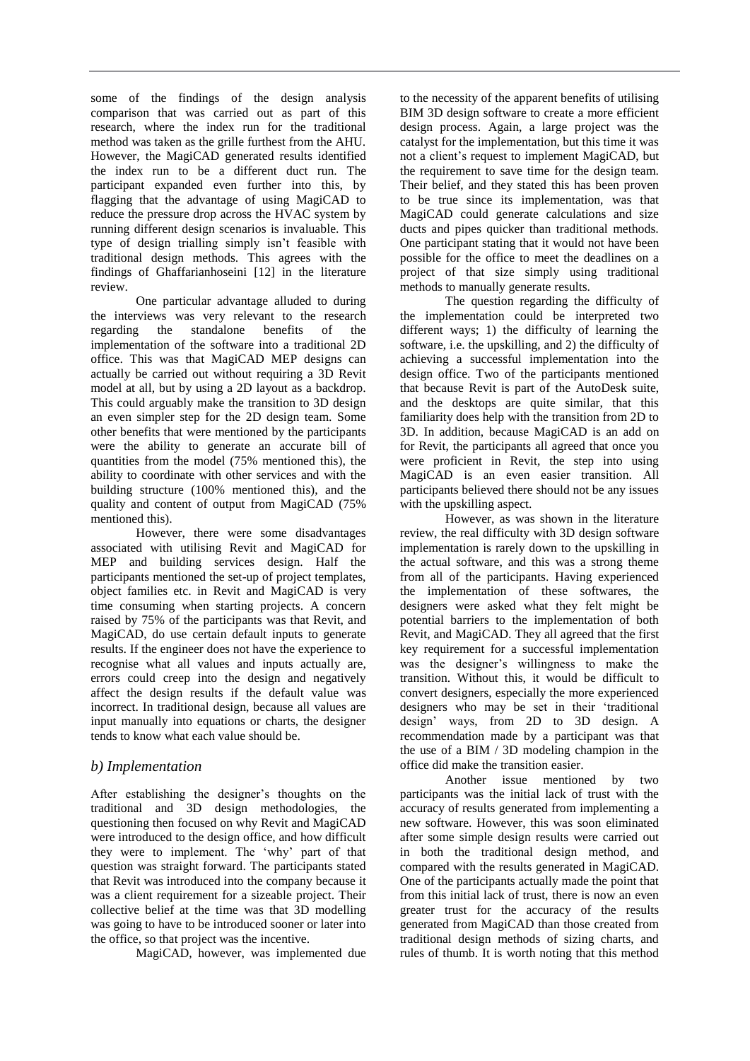some of the findings of the design analysis comparison that was carried out as part of this research, where the index run for the traditional method was taken as the grille furthest from the AHU. However, the MagiCAD generated results identified the index run to be a different duct run. The participant expanded even further into this, by flagging that the advantage of using MagiCAD to reduce the pressure drop across the HVAC system by running different design scenarios is invaluable. This type of design trialling simply isn't feasible with traditional design methods. This agrees with the findings of Ghaffarianhoseini [12] in the literature review.

One particular advantage alluded to during the interviews was very relevant to the research regarding the standalone benefits of the implementation of the software into a traditional 2D office. This was that MagiCAD MEP designs can actually be carried out without requiring a 3D Revit model at all, but by using a 2D layout as a backdrop. This could arguably make the transition to 3D design an even simpler step for the 2D design team. Some other benefits that were mentioned by the participants were the ability to generate an accurate bill of quantities from the model (75% mentioned this), the ability to coordinate with other services and with the building structure (100% mentioned this), and the quality and content of output from MagiCAD (75% mentioned this).

However, there were some disadvantages associated with utilising Revit and MagiCAD for MEP and building services design. Half the participants mentioned the set-up of project templates, object families etc. in Revit and MagiCAD is very time consuming when starting projects. A concern raised by 75% of the participants was that Revit, and MagiCAD, do use certain default inputs to generate results. If the engineer does not have the experience to recognise what all values and inputs actually are, errors could creep into the design and negatively affect the design results if the default value was incorrect. In traditional design, because all values are input manually into equations or charts, the designer tends to know what each value should be.

### *b) Implementation*

After establishing the designer's thoughts on the traditional and 3D design methodologies, the questioning then focused on why Revit and MagiCAD were introduced to the design office, and how difficult they were to implement. The 'why' part of that question was straight forward. The participants stated that Revit was introduced into the company because it was a client requirement for a sizeable project. Their collective belief at the time was that 3D modelling was going to have to be introduced sooner or later into the office, so that project was the incentive.

MagiCAD, however, was implemented due to the necessity of the apparent benefits of utilising BIM 3D design software to create a more efficient design process. Again, a large project was the catalyst for the implementation, but this time it was not a client's request to implement MagiCAD, but the requirement to save time for the design team. Their belief, and they stated this has been proven to be true since its implementation, was that MagiCAD could generate calculations and size ducts and pipes quicker than traditional methods. One participant stating that it would not have been possible for the office to meet the deadlines on a project of that size simply using traditional methods to manually generate results.

The question regarding the difficulty of the implementation could be interpreted two different ways; 1) the difficulty of learning the software, i.e. the upskilling, and 2) the difficulty of achieving a successful implementation into the design office. Two of the participants mentioned that because Revit is part of the AutoDesk suite, and the desktops are quite similar, that this familiarity does help with the transition from 2D to 3D. In addition, because MagiCAD is an add on for Revit, the participants all agreed that once you were proficient in Revit, the step into using MagiCAD is an even easier transition. All participants believed there should not be any issues with the upskilling aspect.

However, as was shown in the literature review, the real difficulty with 3D design software implementation is rarely down to the upskilling in the actual software, and this was a strong theme from all of the participants. Having experienced the implementation of these softwares, the designers were asked what they felt might be potential barriers to the implementation of both Revit, and MagiCAD. They all agreed that the first key requirement for a successful implementation was the designer's willingness to make the transition. Without this, it would be difficult to convert designers, especially the more experienced designers who may be set in their 'traditional design' ways, from 2D to 3D design. A recommendation made by a participant was that the use of a BIM / 3D modeling champion in the office did make the transition easier.

Another issue mentioned by two participants was the initial lack of trust with the accuracy of results generated from implementing a new software. However, this was soon eliminated after some simple design results were carried out in both the traditional design method, and compared with the results generated in MagiCAD. One of the participants actually made the point that from this initial lack of trust, there is now an even greater trust for the accuracy of the results generated from MagiCAD than those created from traditional design methods of sizing charts, and rules of thumb. It is worth noting that this method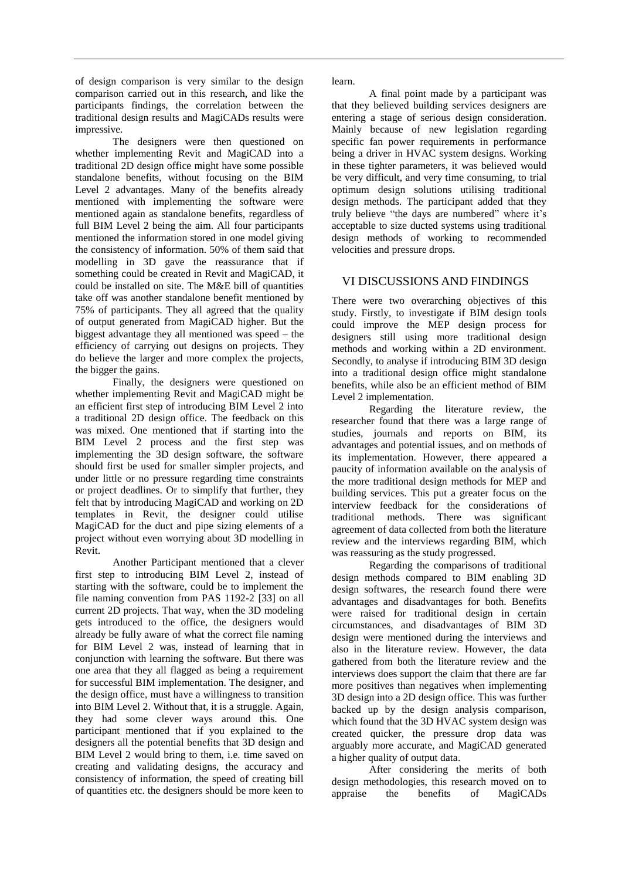of design comparison is very similar to the design comparison carried out in this research, and like the participants findings, the correlation between the traditional design results and MagiCADs results were impressive.

The designers were then questioned on whether implementing Revit and MagiCAD into a traditional 2D design office might have some possible standalone benefits, without focusing on the BIM Level 2 advantages. Many of the benefits already mentioned with implementing the software were mentioned again as standalone benefits, regardless of full BIM Level 2 being the aim. All four participants mentioned the information stored in one model giving the consistency of information. 50% of them said that modelling in 3D gave the reassurance that if something could be created in Revit and MagiCAD, it could be installed on site. The M&E bill of quantities take off was another standalone benefit mentioned by 75% of participants. They all agreed that the quality of output generated from MagiCAD higher. But the biggest advantage they all mentioned was speed – the efficiency of carrying out designs on projects. They do believe the larger and more complex the projects, the bigger the gains.

Finally, the designers were questioned on whether implementing Revit and MagiCAD might be an efficient first step of introducing BIM Level 2 into a traditional 2D design office. The feedback on this was mixed. One mentioned that if starting into the BIM Level 2 process and the first step was implementing the 3D design software, the software should first be used for smaller simpler projects, and under little or no pressure regarding time constraints or project deadlines. Or to simplify that further, they felt that by introducing MagiCAD and working on 2D templates in Revit, the designer could utilise MagiCAD for the duct and pipe sizing elements of a project without even worrying about 3D modelling in Revit.

Another Participant mentioned that a clever first step to introducing BIM Level 2, instead of starting with the software, could be to implement the file naming convention from PAS 1192-2 [33] on all current 2D projects. That way, when the 3D modeling gets introduced to the office, the designers would already be fully aware of what the correct file naming for BIM Level 2 was, instead of learning that in conjunction with learning the software. But there was one area that they all flagged as being a requirement for successful BIM implementation. The designer, and the design office, must have a willingness to transition into BIM Level 2. Without that, it is a struggle. Again, they had some clever ways around this. One participant mentioned that if you explained to the designers all the potential benefits that 3D design and BIM Level 2 would bring to them, i.e. time saved on creating and validating designs, the accuracy and consistency of information, the speed of creating bill of quantities etc. the designers should be more keen to learn.

A final point made by a participant was that they believed building services designers are entering a stage of serious design consideration. Mainly because of new legislation regarding specific fan power requirements in performance being a driver in HVAC system designs. Working in these tighter parameters, it was believed would be very difficult, and very time consuming, to trial optimum design solutions utilising traditional design methods. The participant added that they truly believe "the days are numbered" where it's acceptable to size ducted systems using traditional design methods of working to recommended velocities and pressure drops.

## VI DISCUSSIONS AND FINDINGS

There were two overarching objectives of this study. Firstly, to investigate if BIM design tools could improve the MEP design process for designers still using more traditional design methods and working within a 2D environment. Secondly, to analyse if introducing BIM 3D design into a traditional design office might standalone benefits, while also be an efficient method of BIM Level 2 implementation.

Regarding the literature review, the researcher found that there was a large range of studies, journals and reports on BIM, its advantages and potential issues, and on methods of its implementation. However, there appeared a paucity of information available on the analysis of the more traditional design methods for MEP and building services. This put a greater focus on the interview feedback for the considerations of traditional methods. There was significant agreement of data collected from both the literature review and the interviews regarding BIM, which was reassuring as the study progressed.

Regarding the comparisons of traditional design methods compared to BIM enabling 3D design softwares, the research found there were advantages and disadvantages for both. Benefits were raised for traditional design in certain circumstances, and disadvantages of BIM 3D design were mentioned during the interviews and also in the literature review. However, the data gathered from both the literature review and the interviews does support the claim that there are far more positives than negatives when implementing 3D design into a 2D design office. This was further backed up by the design analysis comparison, which found that the 3D HVAC system design was created quicker, the pressure drop data was arguably more accurate, and MagiCAD generated a higher quality of output data.

After considering the merits of both design methodologies, this research moved on to appraise the benefits of MagiCADs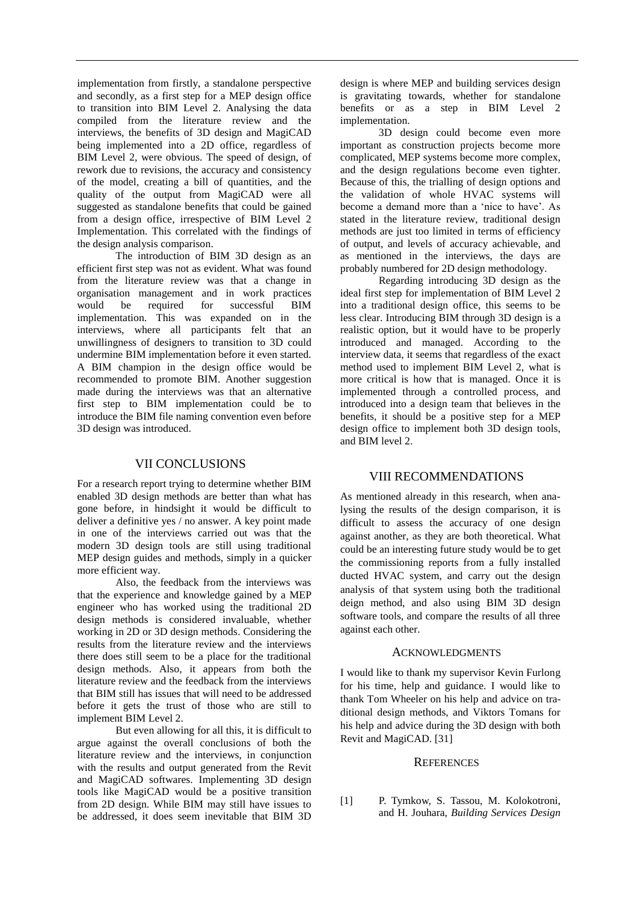implementation from firstly, a standalone perspective and secondly, as a first step for a MEP design office to transition into BIM Level 2. Analysing the data compiled from the literature review and the interviews, the benefits of 3D design and MagiCAD being implemented into a 2D office, regardless of BIM Level 2, were obvious. The speed of design, of rework due to revisions, the accuracy and consistency of the model, creating a bill of quantities, and the quality of the output from MagiCAD were all suggested as standalone benefits that could be gained from a design office, irrespective of BIM Level 2 Implementation. This correlated with the findings of the design analysis comparison.

The introduction of BIM 3D design as an efficient first step was not as evident. What was found from the literature review was that a change in organisation management and in work practices would be required for successful BIM implementation. This was expanded on in the interviews, where all participants felt that an unwillingness of designers to transition to 3D could undermine BIM implementation before it even started. A BIM champion in the design office would be recommended to promote BIM. Another suggestion made during the interviews was that an alternative first step to BIM implementation could be to introduce the BIM file naming convention even before 3D design was introduced.

## VII CONCLUSIONS

For a research report trying to determine whether BIM enabled 3D design methods are better than what has gone before, in hindsight it would be difficult to deliver a definitive yes / no answer. A key point made in one of the interviews carried out was that the modern 3D design tools are still using traditional MEP design guides and methods, simply in a quicker more efficient way.

Also, the feedback from the interviews was that the experience and knowledge gained by a MEP engineer who has worked using the traditional 2D design methods is considered invaluable, whether working in 2D or 3D design methods. Considering the results from the literature review and the interviews there does still seem to be a place for the traditional design methods. Also, it appears from both the literature review and the feedback from the interviews that BIM still has issues that will need to be addressed before it gets the trust of those who are still to implement BIM Level 2.

But even allowing for all this, it is difficult to argue against the overall conclusions of both the literature review and the interviews, in conjunction with the results and output generated from the Revit and MagiCAD softwares. Implementing 3D design tools like MagiCAD would be a positive transition from 2D design. While BIM may still have issues to be addressed, it does seem inevitable that BIM 3D design is where MEP and building services design is gravitating towards, whether for standalone benefits or as a step in BIM Level 2 implementation.

3D design could become even more important as construction projects become more complicated, MEP systems become more complex, and the design regulations become even tighter. Because of this, the trialling of design options and the validation of whole HVAC systems will become a demand more than a 'nice to have'. As stated in the literature review, traditional design methods are just too limited in terms of efficiency of output, and levels of accuracy achievable, and as mentioned in the interviews, the days are probably numbered for 2D design methodology.

Regarding introducing 3D design as the ideal first step for implementation of BIM Level 2 into a traditional design office, this seems to be less clear. Introducing BIM through 3D design is a realistic option, but it would have to be properly introduced and managed. According to the interview data, it seems that regardless of the exact method used to implement BIM Level 2, what is more critical is how that is managed. Once it is implemented through a controlled process, and introduced into a design team that believes in the benefits, it should be a positive step for a MEP design office to implement both 3D design tools, and BIM level 2.

## VIII RECOMMENDATIONS

As mentioned already in this research, when analysing the results of the design comparison, it is difficult to assess the accuracy of one design against another, as they are both theoretical. What could be an interesting future study would be to get the commissioning reports from a fully installed ducted HVAC system, and carry out the design analysis of that system using both the traditional deign method, and also using BIM 3D design software tools, and compare the results of all three against each other.

### ACKNOWLEDGMENTS

I would like to thank my supervisor Kevin Furlong for his time, help and guidance. I would like to thank Tom Wheeler on his help and advice on traditional design methods, and Viktors Tomans for his help and advice during the 3D design with both Revit and MagiCAD. [31]

### REFERENCES

[1] P. Tymkow, S. Tassou, M. Kolokotroni, and H. Jouhara, *Building Services Design*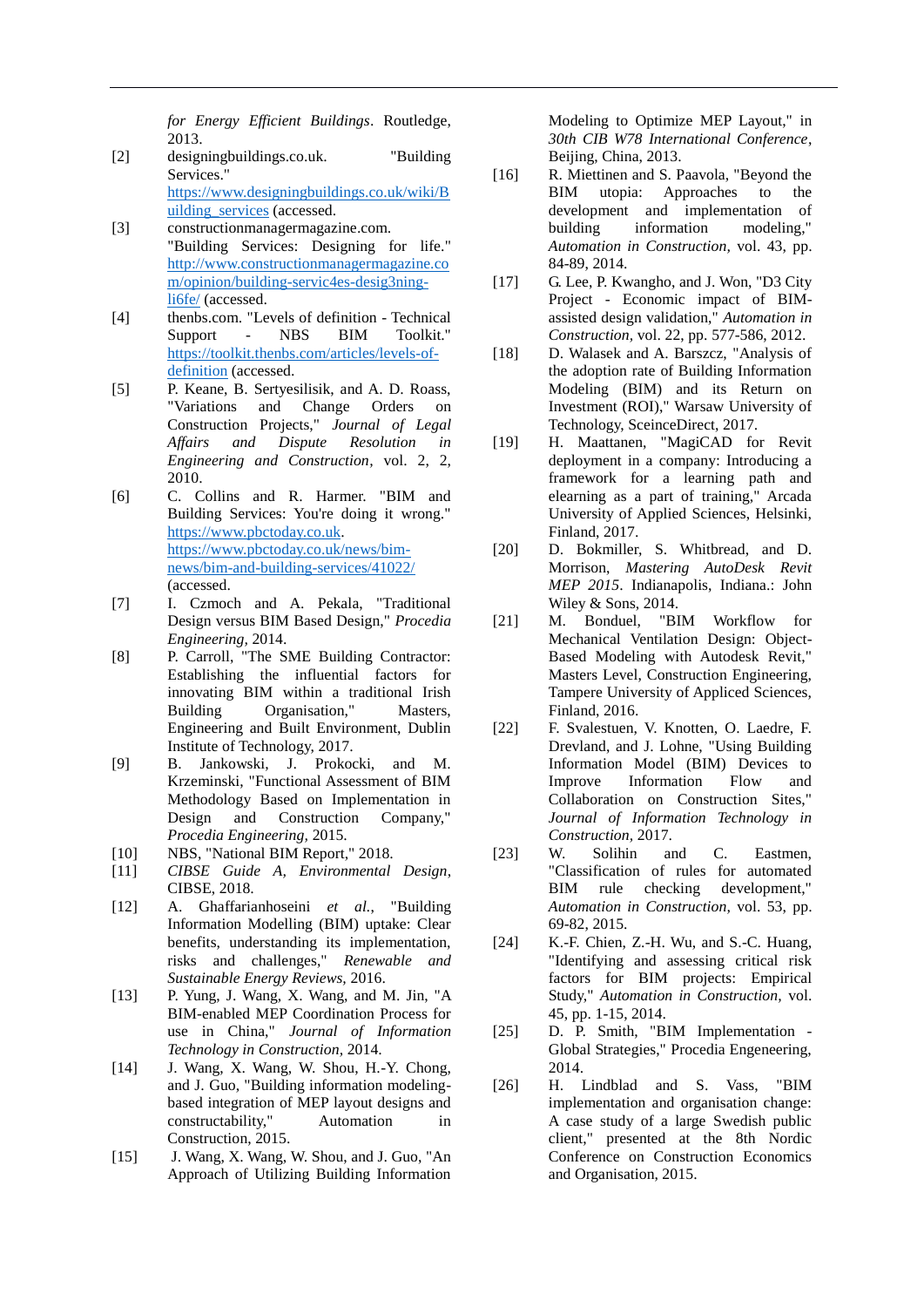*for Energy Efficient Buildings*. Routledge, 2013.

[2] designingbuildings.co.uk. "Building Services." https://www.designingbuildings.co.uk/wiki/Building_services (accessed.

[3] constructionmanagermagazine.com. "Building Services: Designing for life." http://www.constructionmanagermagazine.com/opinion/building-servic4es-desig3ning-li6fe/ (accessed.

[4] thenbs.com. "Levels of definition - Technical Support - NBS BIM Toolkit." https://toolkit.thenbs.com/articles/levels-of-definition (accessed.

[5] P. Keane, B. Sertyesilisik, and A. D. Roass, "Variations and Change Orders on Construction Projects," *Journal of Legal Affairs and Dispute Resolution in Engineering and Construction*, vol. 2, 2, 2010.

[6] C. Collins and R. Harmer. "BIM and Building Services: You're doing it wrong." https://www.pbctoday.co.uk. https://www.pbctoday.co.uk/news/bim-news/bim-and-building-services/41022/ (accessed.

[7] I. Czmoch and A. Pekala, "Traditional Design versus BIM Based Design," *Procedia Engineering*, 2014.

[8] P. Carroll, "The SME Building Contractor: Establishing the influential factors for innovating BIM within a traditional Irish Building Organisation," Masters, Engineering and Built Environment, Dublin Institute of Technology, 2017.

[9] B. Jankowski, J. Prokocki, and M. Krzeminski, "Functional Assessment of BIM Methodology Based on Implementation in Design and Construction Company," *Procedia Engineering*, 2015.

[10] NBS, "National BIM Report," 2018.

[11] *CIBSE Guide A, Environmental Design*, CIBSE, 2018.

[12] A. Ghaffarianhoseini *et al.*, "Building Information Modelling (BIM) uptake: Clear benefits, understanding its implementation, risks and challenges," *Renewable and Sustainable Energy Reviews*, 2016.

[13] P. Yung, J. Wang, X. Wang, and M. Jin, "A BIM-enabled MEP Coordination Process for use in China," *Journal of Information Technology in Construction*, 2014.

[14] J. Wang, X. Wang, W. Shou, H.-Y. Chong, and J. Guo, "Building information modeling-based integration of MEP layout designs and constructability," Automation in Construction, 2015.

[15] J. Wang, X. Wang, W. Shou, and J. Guo, "An Approach of Utilizing Building Information Modeling to Optimize MEP Layout," in *30th CIB W78 International Conference*, Beijing, China, 2013.

[16] R. Miettinen and S. Paavola, "Beyond the BIM utopia: Approaches to the development and implementation of building information modeling," *Automation in Construction*, vol. 43, pp. 84-89, 2014.

[17] G. Lee, P. Kwangho, and J. Won, "D3 City Project - Economic impact of BIM-assisted design validation," *Automation in Construction*, vol. 22, pp. 577-586, 2012.

[18] D. Walasek and A. Barszcz, "Analysis of the adoption rate of Building Information Modeling (BIM) and its Return on Investment (ROI)," Warsaw University of Technology, SceinceDirect, 2017.

[19] H. Maattanen, "MagiCAD for Revit deployment in a company: Introducing a framework for a learning path and elearning as a part of training," Arcada University of Applied Sciences, Helsinki, Finland, 2017.

[20] D. Bokmiller, S. Whitbread, and D. Morrison, *Mastering AutoDesk Revit MEP 2015*. Indianapolis, Indiana.: John Wiley & Sons, 2014.

[21] M. Bonduel, "BIM Workflow for Mechanical Ventilation Design: Object-Based Modeling with Autodesk Revit," Masters Level, Construction Engineering, Tampere University of Appliced Sciences, Finland, 2016.

[22] F. Svalestuen, V. Knotten, O. Laedre, F. Drevland, and J. Lohne, "Using Building Information Model (BIM) Devices to Improve Information Flow and Collaboration on Construction Sites," *Journal of Information Technology in Construction*, 2017.

[23] W. Solihin and C. Eastmen, "Classification of rules for automated BIM rule checking development," *Automation in Construction*, vol. 53, pp. 69-82, 2015.

[24] K.-F. Chien, Z.-H. Wu, and S.-C. Huang, "Identifying and assessing critical risk factors for BIM projects: Empirical Study," *Automation in Construction*, vol. 45, pp. 1-15, 2014.

[25] D. P. Smith, "BIM Implementation - Global Strategies," Procedia Engeneering, 2014.

[26] H. Lindblad and S. Vass, "BIM implementation and organisation change: A case study of a large Swedish public client," presented at the 8th Nordic Conference on Construction Economics and Organisation, 2015.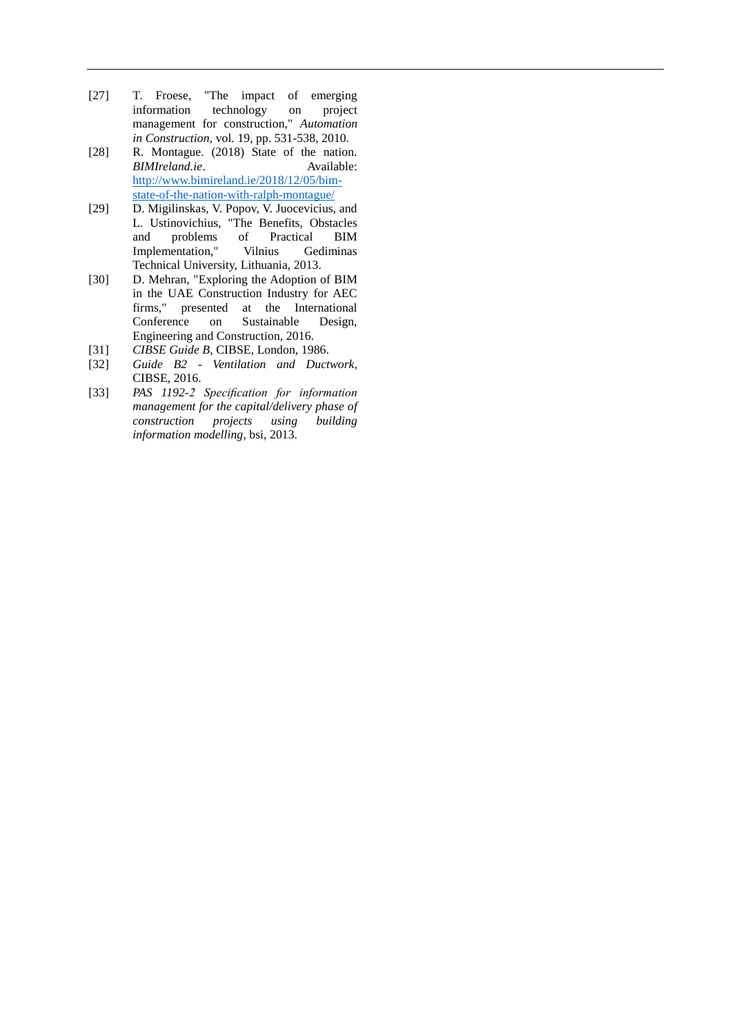[27] T. Froese, "The impact of emerging information technology on project management for construction," *Automation in Construction*, vol. 19, pp. 531-538, 2010.

[28] R. Montague. (2018) State of the nation. *BIMIreland.ie*. Available: [http://www.bimireland.ie/2018/12/05/bim-state-of-the-nation-with-ralph-montague/](http://www.bimireland.ie/2018/12/05/bim-state-of-the-nation-with-ralph-montague/)

[29] D. Migilinskas, V. Popov, V. Juocevicius, and L. Ustinovichius, "The Benefits, Obstacles and problems of Practical BIM Implementation," Vilnius Gediminas Technical University, Lithuania, 2013.

[30] D. Mehran, "Exploring the Adoption of BIM in the UAE Construction Industry for AEC firms," presented at the International Conference on Sustainable Design, Engineering and Construction, 2016.

[31] *CIBSE Guide B*, CIBSE, London, 1986.

[32] *Guide B2 - Ventilation and Ductwork*, CIBSE, 2016.

[33] *PAS 1192-2 Specification for information management for the capital/delivery phase of construction projects using building information modelling*, bsi, 2013.